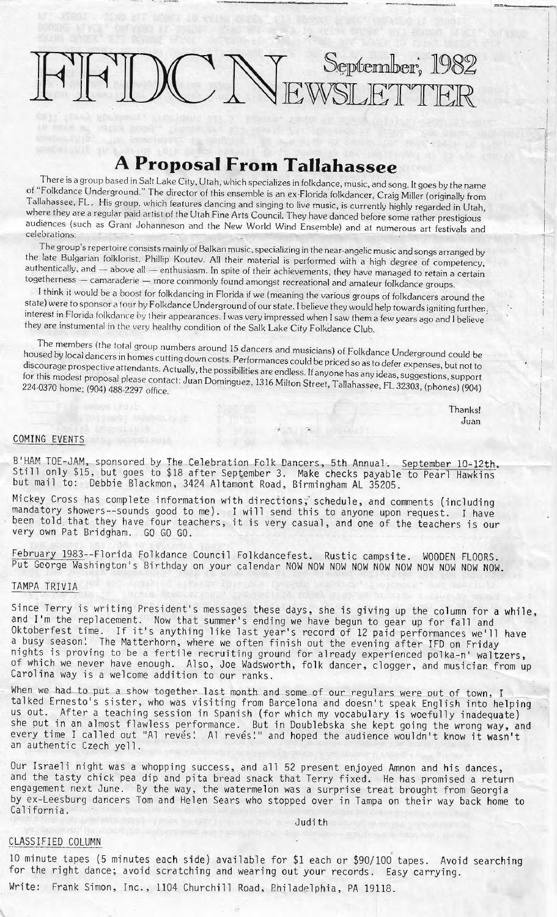# FFDC NEWSLETTER

September, 1982

## A Proposal From Tallahassee

There is a group based in Salt Lake City, Utah, which specializes in folkdance, music, and song. It goes by the name of "Folkdance Underground." The director of this ensemble is an ex-Florida folkdancer, Craig Miller (originally from Tallahassee, FL. His group, which features dancing and singing to live music, is currently highly regarded in Utah, where they are a regular paid artist of the Utah Fine Arts Council. They have danced before some rather prestigious audiences (such as Grant Johanneson and the New World Wind Ensemble) and at numerous art festivals and celebrations.

The group's repertoire consists mainly of Balkan music, specializing in the near-angelic music and songs arranged by the late Bulgarian folklorist, Phillip Koutev. All their material is performed with a high degree of competency, authentically, and — above all — enthusiasm. In spite of their achievements, they have managed to retain a certain togetherness — camaraderie — more commonly found amongst recreational and amateur folkdance groups.

I think it would be a boost for folkdancing in Florida if we (meaning the various groups of folkdancers around the state) were to sponsor a tour by Folkdance Underground of our state. I believe they would help towards igniting further interest in Florida folkdance by their appearances. I was very impressed when I saw them a few years ago and I believe they are instumental in the very healthy condition of the Salk Lake City Folkdance Club.

The members (the total group numbers around 15 dancers and musicians) of Folkdance Underground could be housed by local dancers in homes cutting down costs. Performances could be priced so as to defer expenses, but not to discourage prospective attendants. Actually, the possibilities are endless. If anyone has any ideas, suggestions, support for this modest proposal please contact: Juan Dominguez, 1316 Milton Street, Tallahassee, FL 32303, (phones) (904) 224-0370 home; (904) 488-2297 office.

Thanks!
Juan

## COMING EVENTS

B'HAM TOE-JAM, sponsored by The Celebration Folk Dancers, 5th Annual. September 10-12th. Still only $15, but goes to $18 after September 3. Make checks payable to Pearl Hawkins but mail to: Debbie Blackmon, 3424 Altamont Road, Birmingham AL 35205.

Mickey Cross has complete information with directions, schedule, and comments (including mandatory showers--sounds good to me). I will send this to anyone upon request. I have been told that they have four teachers, it is very casual, and one of the teachers is our very own Pat Bridgham. GO GO GO.

February 1983--Florida Folkdance Council Folkdancefest. Rustic campsite. WOODEN FLOORS. Put George Washington's Birthday on your calendar NOW NOW NOW NOW NOW NOW NOW NOW NOW NOW.

## TAMPA TRIVIA

Since Terry is writing President's messages these days, she is giving up the column for a while, and I'm the replacement. Now that summer's ending we have begun to gear up for fall and Oktoberfest time. If it's anything like last year's record of 12 paid performances we'll have a busy season! The Matterhorn, where we often finish out the evening after IFD on Friday nights is proving to be a fertile recruiting ground for already experienced polka-n' waltzers, of which we never have enough. Also, Joe Wadsworth, folk dancer, clogger, and musician from up Carolina way is a welcome addition to our ranks.

When we had to put a show together last month and some of our regulars were out of town, I talked Ernesto's sister, who was visiting from Barcelona and doesn't speak English into helping us out. After a teaching session in Spanish (for which my vocabulary is woefully inadequate) she put in an almost flawless performance. But in Doublebska she kept going the wrong way, and every time I called out "Al revés! Al revés!" and hoped the audience wouldn't know it wasn't an authentic Czech yell.

Our Israeli night was a whopping success, and all 52 present enjoyed Amnon and his dances, and the tasty chick pea dip and pita bread snack that Terry fixed. He has promised a return engagement next June. By the way, the watermelon was a surprise treat brought from Georgia by ex-Leesburg dancers Tom and Helen Sears who stopped over in Tampa on their way back home to California.

Judith

## CLASSIFIED COLUMN

10 minute tapes (5 minutes each side) available for $1 each or $90/100 tapes. Avoid searching for the right dance; avoid scratching and wearing out your records. Easy carrying.

Write: Frank Simon, Inc., 1104 Churchill Road, Philadelphia, PA 19118.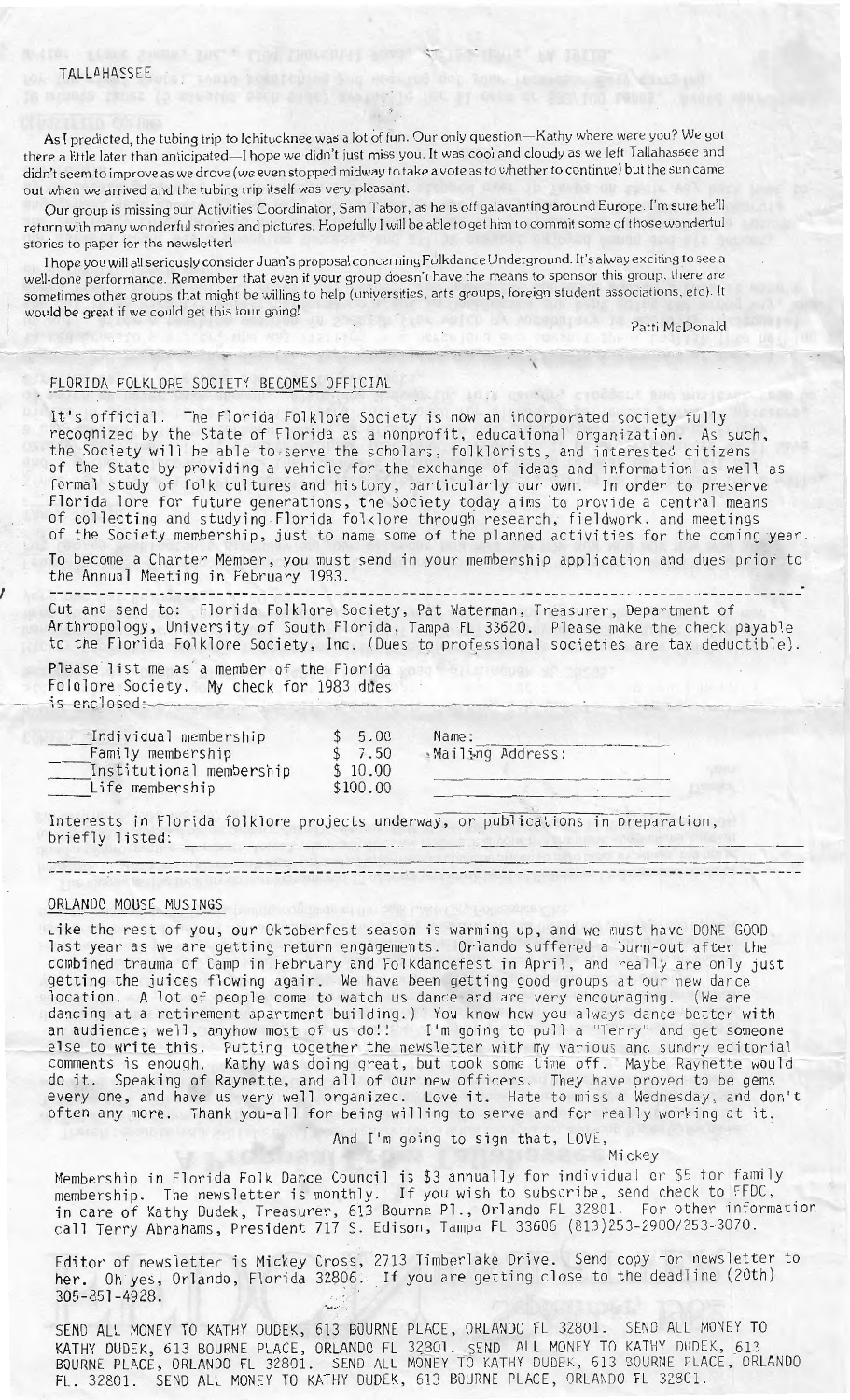TALLAHASSEE

As I predicted, the tubing trip to Ichitucknee was a lot of fun. Our only question—Kathy where were you? We got there a little later than anticipated—I hope we didn't just miss you. It was cool and cloudy as we left Tallahassee and didn't seem to improve as we drove (we even stopped midway to take a vote as to whether to continue) but the sun came out when we arrived and the tubing trip itself was very pleasant.

Our group is missing our Activities Coordinator, Sam Tabor, as he is off galavanting around Europe. I'm sure he'll return with many wonderful stories and pictures. Hopefully I will be able to get him to commit some of those wonderful stories to paper for the newsletter!

I hope you will all seriously consider Juan's proposal concerning Folkdance Underground. It's alway exciting to see a well-done performance. Remember that even if your group doesn't have the means to sponsor this group, there are sometimes other groups that might be willing to help (universities, arts groups, foreign student associations, etc). It would be great if we could get this tour going!

Patti McDonald

## FLORIDA FOLKLORE SOCIETY BECOMES OFFICIAL

It's official. The Florida Folklore Society is now an incorporated society fully recognized by the State of Florida as a nonprofit, educational organization. As such, the Society will be able to serve the scholars, folklorists, and interested citizens of the State by providing a vehicle for the exchange of ideas and information as well as formal study of folk cultures and history, particularly our own. In order to preserve Florida lore for future generations, the Society today aims to provide a central means of collecting and studying Florida folklore through research, fieldwork, and meetings of the Society membership, just to name some of the planned activities for the coming year.

To become a Charter Member, you must send in your membership application and dues prior to the Annual Meeting in February 1983.

---

Cut and send to: Florida Folklore Society, Pat Waterman, Treasurer, Department of Anthropology, University of South Florida, Tampa FL 33620. Please make the check payable to the Florida Folklore Society, Inc. (Dues to professional societies are tax deductible).

Please list me as a member of the Florida Folklore Society. My check for 1983 dues is enclosed:

| | | |
|---|---|---|
| ____ Individual membership | $ 5.00 | Name: ____________ |
| ____ Family membership | $ 7.50 | Mailing Address: ____________ |
| ____ Institutional membership | $ 10.00 | ____________ |
| ____ Life membership | $100.00 | ____________ |

Interests in Florida folklore projects underway, or publications in preparation, briefly listed: ____________

---

## ORLANDO MOUSE MUSINGS

Like the rest of you, our Oktoberfest season is warming up, and we must have DONE GOOD last year as we are getting return engagements. Orlando suffered a burn-out after the combined trauma of Camp in February and Folkdancefest in April, and really are only just getting the juices flowing again. We have been getting good groups at our new dance location. A lot of people come to watch us dance and are very encouraging. (We are dancing at a retirement apartment building.) You know how you always dance better with an audience; well, anyhow most of us do!! I'm going to pull a "Terry" and get someone else to write this. Putting together the newsletter with my various and sundry editorial comments is enough. Kathy was doing great, but took some time off. Maybe Raynette would do it. Speaking of Raynette, and all of our new officers. They have proved to be gems every one, and have us very well organized. Love it. Hate to miss a Wednesday, and don't often any more. Thank you-all for being willing to serve and for really working at it.

And I'm going to sign that, LOVE,

Mickey

Membership in Florida Folk Dance Council is $3 annually for individual or $5 for family membership. The newsletter is monthly. If you wish to subscribe, send check to FFDC, in care of Kathy Dudek, Treasurer, 613 Bourne Pl., Orlando FL 32801. For other information call Terry Abrahams, President 717 S. Edison, Tampa FL 33606 (813)253-2900/253-3070.

Editor of newsletter is Mickey Cross, 2713 Timberlake Drive. Send copy for newsletter to her. Oh yes, Orlando, Florida 32806. If you are getting close to the deadline (20th) 305-851-4928.

SEND ALL MONEY TO KATHY DUDEK, 613 BOURNE PLACE, ORLANDO FL 32801. SEND ALL MONEY TO KATHY DUDEK, 613 BOURNE PLACE, ORLANDO FL 32801. SEND ALL MONEY TO KATHY DUDEK, 613 BOURNE PLACE, ORLANDO FL 32801. SEND ALL MONEY TO KATHY DUDEK, 613 BOURNE PLACE, ORLANDO FL. 32801. SEND ALL MONEY TO KATHY DUDEK, 613 BOURNE PLACE, ORLANDO FL 32801.